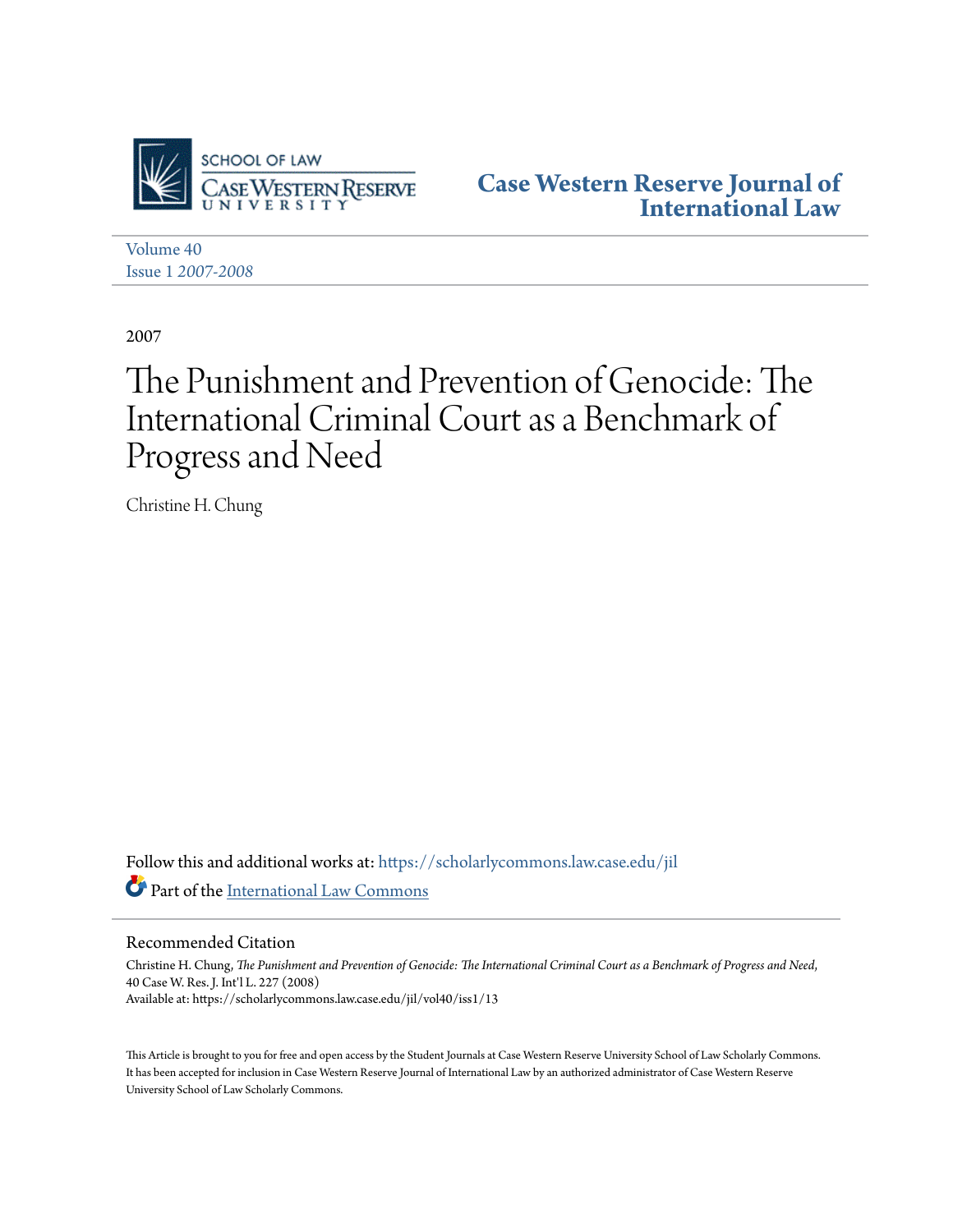Case Western Reserve Journal of International Law

Volume 40
Issue 1 *2007-2008*

2007

# The Punishment and Prevention of Genocide: The International Criminal Court as a Benchmark of Progress and Need

Christine H. Chung

Follow this and additional works at: https://scholarlycommons.law.case.edu/jil

Part of the International Law Commons

## Recommended Citation

Christine H. Chung, *The Punishment and Prevention of Genocide: The International Criminal Court as a Benchmark of Progress and Need*, 40 Case W. Res. J. Int'l L. 227 (2008)
Available at: https://scholarlycommons.law.case.edu/jil/vol40/iss1/13

This Article is brought to you for free and open access by the Student Journals at Case Western Reserve University School of Law Scholarly Commons. It has been accepted for inclusion in Case Western Reserve Journal of International Law by an authorized administrator of Case Western Reserve University School of Law Scholarly Commons.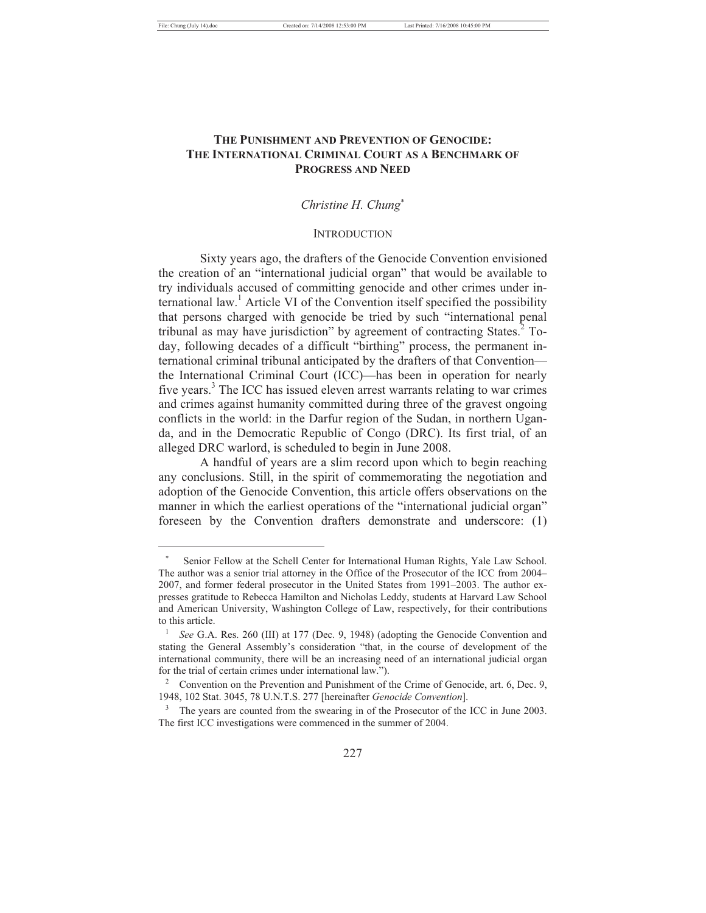# THE PUNISHMENT AND PREVENTION OF GENOCIDE: THE INTERNATIONAL CRIMINAL COURT AS A BENCHMARK OF PROGRESS AND NEED

*Christine H. Chung*[*]

## INTRODUCTION

Sixty years ago, the drafters of the Genocide Convention envisioned the creation of an "international judicial organ" that would be available to try individuals accused of committing genocide and other crimes under international law.[1] Article VI of the Convention itself specified the possibility that persons charged with genocide be tried by such "international penal tribunal as may have jurisdiction" by agreement of contracting States.[2] Today, following decades of a difficult "birthing" process, the permanent international criminal tribunal anticipated by the drafters of that Convention—the International Criminal Court (ICC)—has been in operation for nearly five years.[3] The ICC has issued eleven arrest warrants relating to war crimes and crimes against humanity committed during three of the gravest ongoing conflicts in the world: in the Darfur region of the Sudan, in northern Uganda, and in the Democratic Republic of Congo (DRC). Its first trial, of an alleged DRC warlord, is scheduled to begin in June 2008.

A handful of years are a slim record upon which to begin reaching any conclusions. Still, in the spirit of commemorating the negotiation and adoption of the Genocide Convention, this article offers observations on the manner in which the earliest operations of the "international judicial organ" foreseen by the Convention drafters demonstrate and underscore: (1)

---

[*] Senior Fellow at the Schell Center for International Human Rights, Yale Law School. The author was a senior trial attorney in the Office of the Prosecutor of the ICC from 2004–2007, and former federal prosecutor in the United States from 1991–2003. The author expresses gratitude to Rebecca Hamilton and Nicholas Leddy, students at Harvard Law School and American University, Washington College of Law, respectively, for their contributions to this article.

[1] *See* G.A. Res. 260 (III) at 177 (Dec. 9, 1948) (adopting the Genocide Convention and stating the General Assembly's consideration "that, in the course of development of the international community, there will be an increasing need of an international judicial organ for the trial of certain crimes under international law.").

[2] Convention on the Prevention and Punishment of the Crime of Genocide, art. 6, Dec. 9, 1948, 102 Stat. 3045, 78 U.N.T.S. 277 [hereinafter *Genocide Convention*].

[3] The years are counted from the swearing in of the Prosecutor of the ICC in June 2003. The first ICC investigations were commenced in the summer of 2004.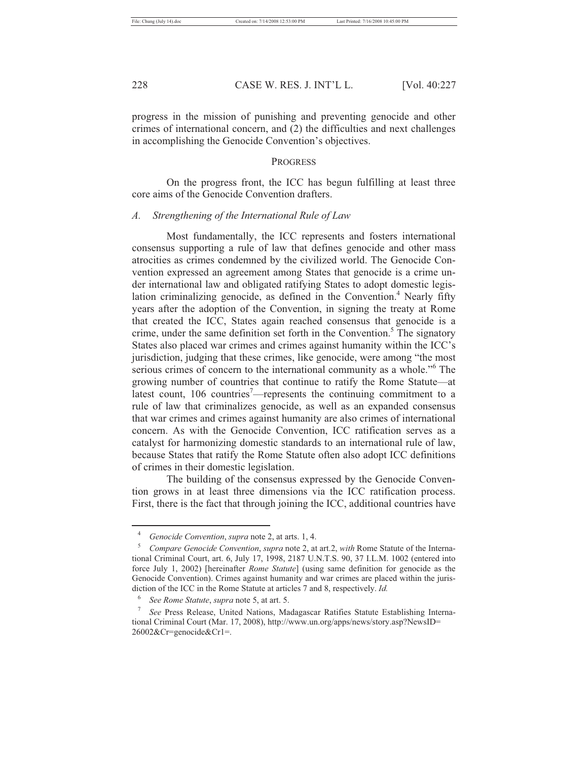progress in the mission of punishing and preventing genocide and other crimes of international concern, and (2) the difficulties and next challenges in accomplishing the Genocide Convention's objectives.

## PROGRESS

On the progress front, the ICC has begun fulfilling at least three core aims of the Genocide Convention drafters.

### *A. Strengthening of the International Rule of Law*

Most fundamentally, the ICC represents and fosters international consensus supporting a rule of law that defines genocide and other mass atrocities as crimes condemned by the civilized world. The Genocide Convention expressed an agreement among States that genocide is a crime under international law and obligated ratifying States to adopt domestic legislation criminalizing genocide, as defined in the Convention.[4] Nearly fifty years after the adoption of the Convention, in signing the treaty at Rome that created the ICC, States again reached consensus that genocide is a crime, under the same definition set forth in the Convention.[5] The signatory States also placed war crimes and crimes against humanity within the ICC's jurisdiction, judging that these crimes, like genocide, were among "the most serious crimes of concern to the international community as a whole."[6] The growing number of countries that continue to ratify the Rome Statute—at latest count, 106 countries[7]—represents the continuing commitment to a rule of law that criminalizes genocide, as well as an expanded consensus that war crimes and crimes against humanity are also crimes of international concern. As with the Genocide Convention, ICC ratification serves as a catalyst for harmonizing domestic standards to an international rule of law, because States that ratify the Rome Statute often also adopt ICC definitions of crimes in their domestic legislation.

The building of the consensus expressed by the Genocide Convention grows in at least three dimensions via the ICC ratification process. First, there is the fact that through joining the ICC, additional countries have

---

[4] *Genocide Convention*, *supra* note 2, at arts. 1, 4.

[5] *Compare Genocide Convention*, *supra* note 2, at art.2, *with* Rome Statute of the International Criminal Court, art. 6, July 17, 1998, 2187 U.N.T.S. 90, 37 I.L.M. 1002 (entered into force July 1, 2002) [hereinafter *Rome Statute*] (using same definition for genocide as the Genocide Convention). Crimes against humanity and war crimes are placed within the jurisdiction of the ICC in the Rome Statute at articles 7 and 8, respectively. *Id.*

[6] *See Rome Statute*, *supra* note 5, at art. 5.

[7] *See* Press Release, United Nations, Madagascar Ratifies Statute Establishing International Criminal Court (Mar. 17, 2008), http://www.un.org/apps/news/story.asp?NewsID=26002&Cr=genocide&Cr1=.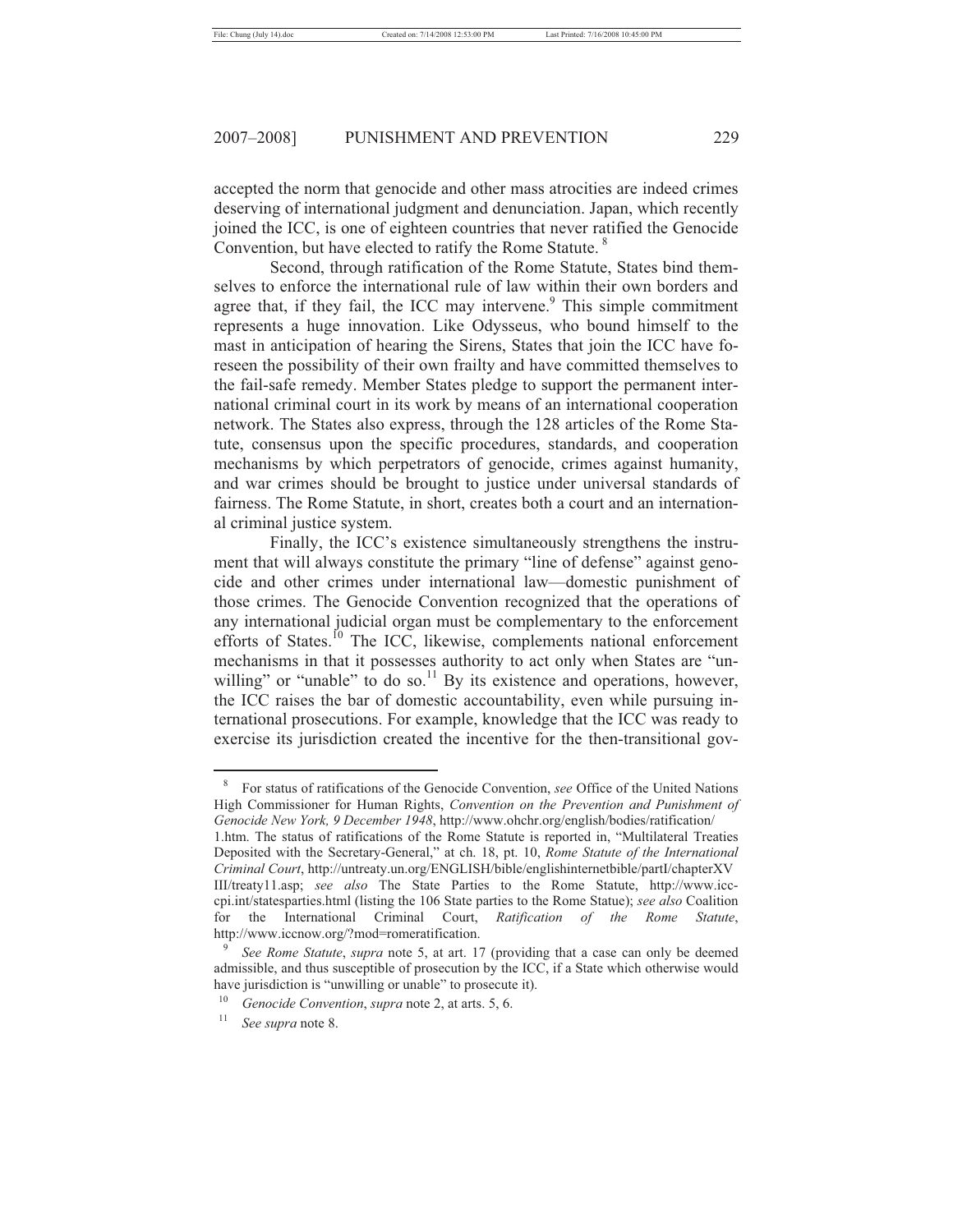accepted the norm that genocide and other mass atrocities are indeed crimes deserving of international judgment and denunciation. Japan, which recently joined the ICC, is one of eighteen countries that never ratified the Genocide Convention, but have elected to ratify the Rome Statute.[8]

Second, through ratification of the Rome Statute, States bind themselves to enforce the international rule of law within their own borders and agree that, if they fail, the ICC may intervene.[9] This simple commitment represents a huge innovation. Like Odysseus, who bound himself to the mast in anticipation of hearing the Sirens, States that join the ICC have foreseen the possibility of their own frailty and have committed themselves to the fail-safe remedy. Member States pledge to support the permanent international criminal court in its work by means of an international cooperation network. The States also express, through the 128 articles of the Rome Statute, consensus upon the specific procedures, standards, and cooperation mechanisms by which perpetrators of genocide, crimes against humanity, and war crimes should be brought to justice under universal standards of fairness. The Rome Statute, in short, creates both a court and an international criminal justice system.

Finally, the ICC's existence simultaneously strengthens the instrument that will always constitute the primary "line of defense" against genocide and other crimes under international law—domestic punishment of those crimes. The Genocide Convention recognized that the operations of any international judicial organ must be complementary to the enforcement efforts of States.[10] The ICC, likewise, complements national enforcement mechanisms in that it possesses authority to act only when States are "unwilling" or "unable" to do so.[11] By its existence and operations, however, the ICC raises the bar of domestic accountability, even while pursuing international prosecutions. For example, knowledge that the ICC was ready to exercise its jurisdiction created the incentive for the then-transitional gov-

---

[8] For status of ratifications of the Genocide Convention, *see* Office of the United Nations High Commissioner for Human Rights, *Convention on the Prevention and Punishment of Genocide New York, 9 December 1948*, http://www.ohchr.org/english/bodies/ratification/1.htm. The status of ratifications of the Rome Statute is reported in, "Multilateral Treaties Deposited with the Secretary-General," at ch. 18, pt. 10, *Rome Statute of the International Criminal Court*, http://untreaty.un.org/ENGLISH/bible/englishinternetbible/partI/chapterXVIII/treaty11.asp; *see also* The State Parties to the Rome Statute, http://www.icc-cpi.int/statesparties.html (listing the 106 State parties to the Rome Statue); *see also* Coalition for the International Criminal Court, *Ratification of the Rome Statute*, http://www.iccnow.org/?mod=romeratification.

[9] *See Rome Statute*, *supra* note 5, at art. 17 (providing that a case can only be deemed admissible, and thus susceptible of prosecution by the ICC, if a State which otherwise would have jurisdiction is "unwilling or unable" to prosecute it).

[10] *Genocide Convention*, *supra* note 2, at arts. 5, 6.

[11] *See supra* note 8.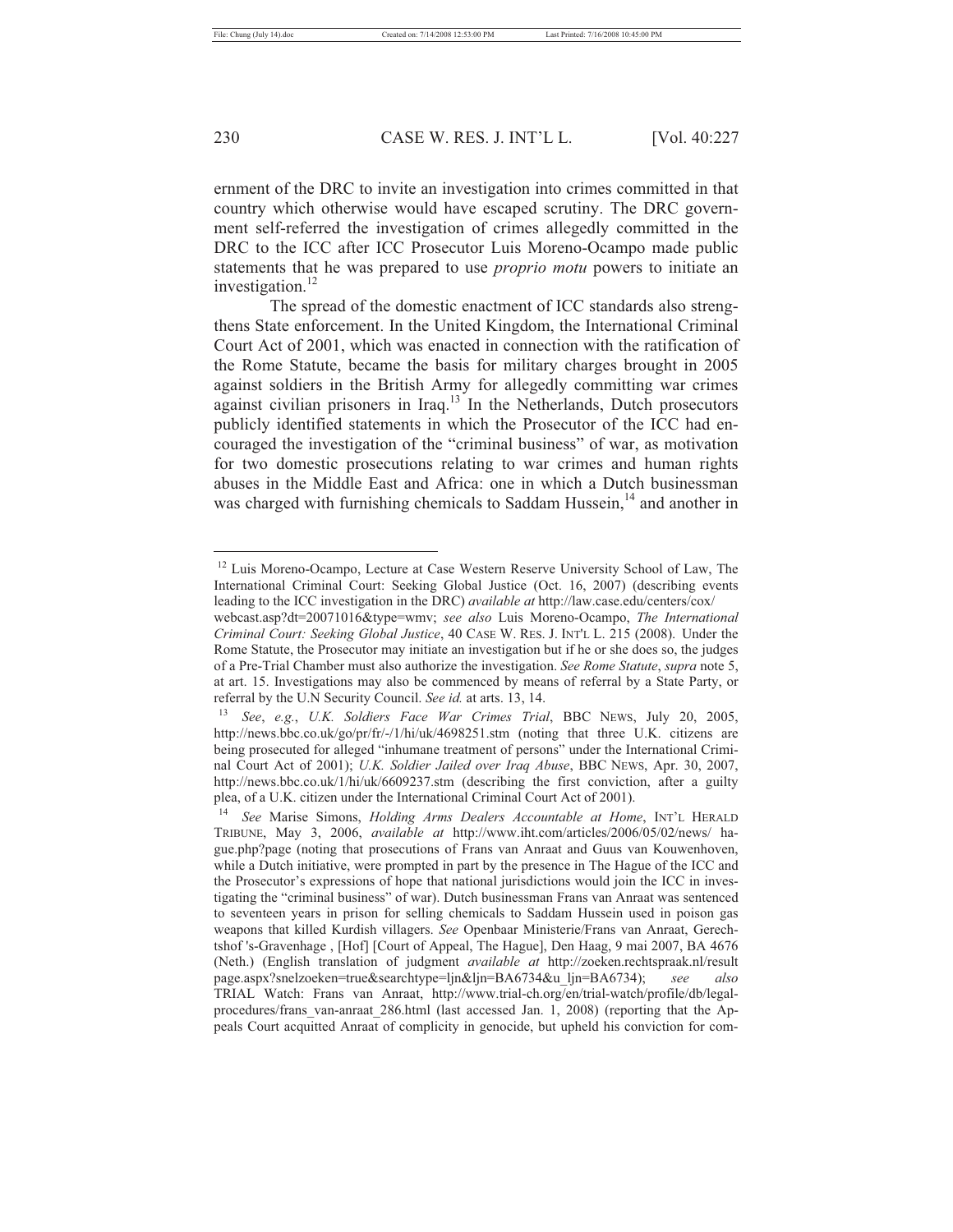ernment of the DRC to invite an investigation into crimes committed in that country which otherwise would have escaped scrutiny. The DRC government self-referred the investigation of crimes allegedly committed in the DRC to the ICC after ICC Prosecutor Luis Moreno-Ocampo made public statements that he was prepared to use *proprio motu* powers to initiate an investigation.[12]

The spread of the domestic enactment of ICC standards also strengthens State enforcement. In the United Kingdom, the International Criminal Court Act of 2001, which was enacted in connection with the ratification of the Rome Statute, became the basis for military charges brought in 2005 against soldiers in the British Army for allegedly committing war crimes against civilian prisoners in Iraq.[13] In the Netherlands, Dutch prosecutors publicly identified statements in which the Prosecutor of the ICC had encouraged the investigation of the "criminal business" of war, as motivation for two domestic prosecutions relating to war crimes and human rights abuses in the Middle East and Africa: one in which a Dutch businessman was charged with furnishing chemicals to Saddam Hussein,[14] and another in

---

[12] Luis Moreno-Ocampo, Lecture at Case Western Reserve University School of Law, The International Criminal Court: Seeking Global Justice (Oct. 16, 2007) (describing events leading to the ICC investigation in the DRC) *available at* http://law.case.edu/centers/cox/webcast.asp?dt=20071016&type=wmv; *see also* Luis Moreno-Ocampo, *The International Criminal Court: Seeking Global Justice*, 40 CASE W. RES. J. INT'L L. 215 (2008). Under the Rome Statute, the Prosecutor may initiate an investigation but if he or she does so, the judges of a Pre-Trial Chamber must also authorize the investigation. *See Rome Statute*, *supra* note 5, at art. 15. Investigations may also be commenced by means of referral by a State Party, or referral by the U.N Security Council. *See id.* at arts. 13, 14.

[13] *See*, *e.g.*, *U.K. Soldiers Face War Crimes Trial*, BBC NEWS, July 20, 2005, http://news.bbc.co.uk/go/pr/fr/-/1/hi/uk/4698251.stm (noting that three U.K. citizens are being prosecuted for alleged "inhumane treatment of persons" under the International Criminal Court Act of 2001); *U.K. Soldier Jailed over Iraq Abuse*, BBC NEWS, Apr. 30, 2007, http://news.bbc.co.uk/1/hi/uk/6609237.stm (describing the first conviction, after a guilty plea, of a U.K. citizen under the International Criminal Court Act of 2001).

[14] *See* Marise Simons, *Holding Arms Dealers Accountable at Home*, INT'L HERALD TRIBUNE, May 3, 2006, *available at* http://www.iht.com/articles/2006/05/02/news/hague.php?page (noting that prosecutions of Frans van Anraat and Guus van Kouwenhoven, while a Dutch initiative, were prompted in part by the presence in The Hague of the ICC and the Prosecutor's expressions of hope that national jurisdictions would join the ICC in investigating the "criminal business" of war). Dutch businessman Frans van Anraat was sentenced to seventeen years in prison for selling chemicals to Saddam Hussein used in poison gas weapons that killed Kurdish villagers. *See* Openbaar Ministerie/Frans van Anraat, Gerechtshof 's-Gravenhage , [Hof] [Court of Appeal, The Hague], Den Haag, 9 mai 2007, BA 4676 (Neth.) (English translation of judgment *available at* http://zoeken.rechtspraak.nl/resultpage.aspx?snelzoeken=true&searchtype=ljn&ljn=BA6734&u_ljn=BA6734); *see also* TRIAL Watch: Frans van Anraat, http://www.trial-ch.org/en/trial-watch/profile/db/legal-procedures/frans_van-anraat_286.html (last accessed Jan. 1, 2008) (reporting that the Appeals Court acquitted Anraat of complicity in genocide, but upheld his conviction for com-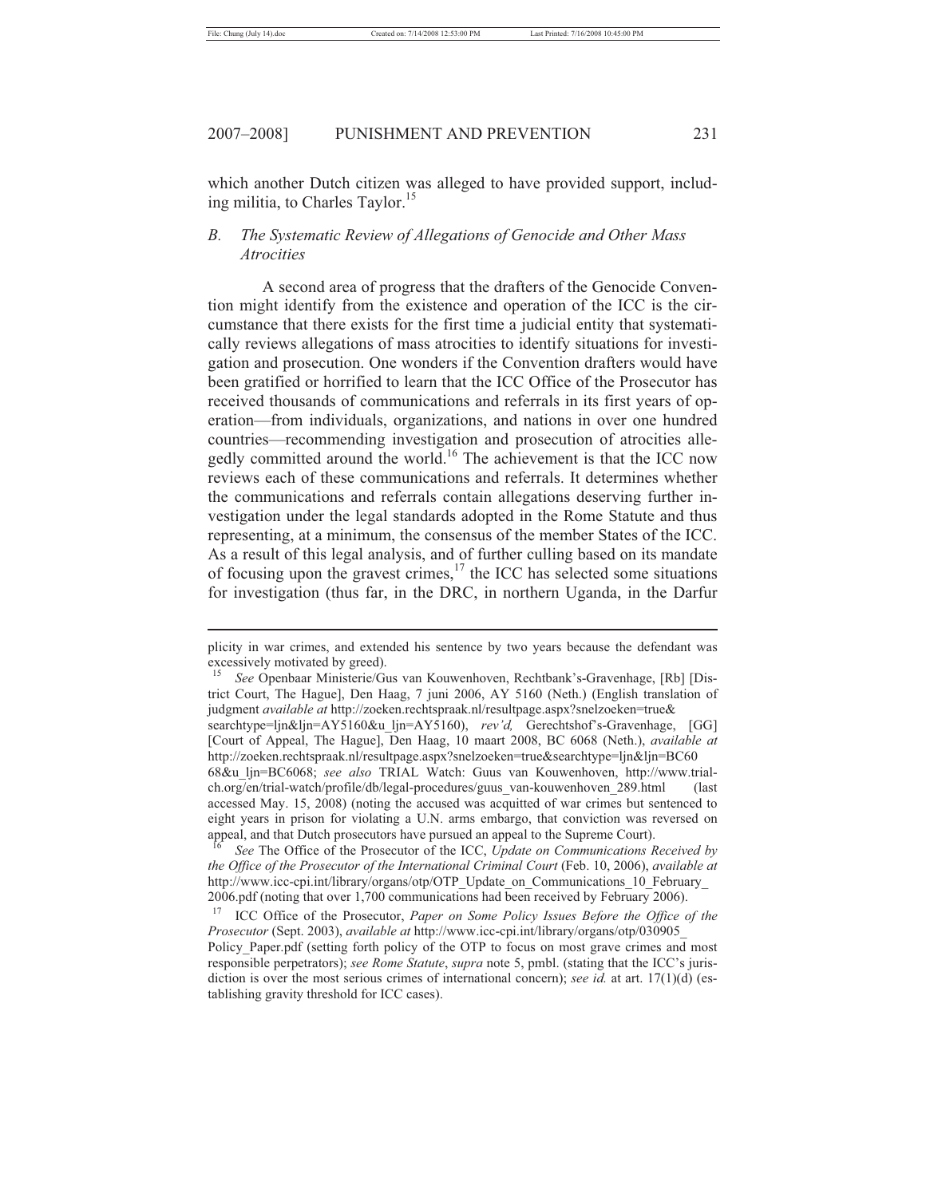which another Dutch citizen was alleged to have provided support, including militia, to Charles Taylor.[15]

### *B. The Systematic Review of Allegations of Genocide and Other Mass Atrocities*

A second area of progress that the drafters of the Genocide Convention might identify from the existence and operation of the ICC is the circumstance that there exists for the first time a judicial entity that systematically reviews allegations of mass atrocities to identify situations for investigation and prosecution. One wonders if the Convention drafters would have been gratified or horrified to learn that the ICC Office of the Prosecutor has received thousands of communications and referrals in its first years of operation—from individuals, organizations, and nations in over one hundred countries—recommending investigation and prosecution of atrocities allegedly committed around the world.[16] The achievement is that the ICC now reviews each of these communications and referrals. It determines whether the communications and referrals contain allegations deserving further investigation under the legal standards adopted in the Rome Statute and thus representing, at a minimum, the consensus of the member States of the ICC. As a result of this legal analysis, and of further culling based on its mandate of focusing upon the gravest crimes,[17] the ICC has selected some situations for investigation (thus far, in the DRC, in northern Uganda, in the Darfur

---

plicity in war crimes, and extended his sentence by two years because the defendant was excessively motivated by greed).

[15] *See* Openbaar Ministerie/Gus van Kouwenhoven, Rechtbank's-Gravenhage, [Rb] [District Court, The Hague], Den Haag, 7 juni 2006, AY 5160 (Neth.) (English translation of judgment *available at* http://zoeken.rechtspraak.nl/resultpage.aspx?snelzoeken=true&searchtype=ljn&ljn=AY5160&u_ljn=AY5160), *rev'd,* Gerechtshof's-Gravenhage, [GG] [Court of Appeal, The Hague], Den Haag, 10 maart 2008, BC 6068 (Neth.), *available at* http://zoeken.rechtspraak.nl/resultpage.aspx?snelzoeken=true&searchtype=ljn&ljn=BC6068&u_ljn=BC6068; *see also* TRIAL Watch: Guus van Kouwenhoven, http://www.trial-ch.org/en/trial-watch/profile/db/legal-procedures/guus_van-kouwenhoven_289.html (last accessed May. 15, 2008) (noting the accused was acquitted of war crimes but sentenced to eight years in prison for violating a U.N. arms embargo, that conviction was reversed on appeal, and that Dutch prosecutors have pursued an appeal to the Supreme Court).

[16] *See* The Office of the Prosecutor of the ICC, *Update on Communications Received by the Office of the Prosecutor of the International Criminal Court* (Feb. 10, 2006), *available at* http://www.icc-cpi.int/library/organs/otp/OTP_Update_on_Communications_10_February_2006.pdf (noting that over 1,700 communications had been received by February 2006).

[17] ICC Office of the Prosecutor, *Paper on Some Policy Issues Before the Office of the Prosecutor* (Sept. 2003), *available at* http://www.icc-cpi.int/library/organs/otp/030905_Policy_Paper.pdf (setting forth policy of the OTP to focus on most grave crimes and most responsible perpetrators); *see Rome Statute*, *supra* note 5, pmbl. (stating that the ICC's jurisdiction is over the most serious crimes of international concern); *see id.* at art. 17(1)(d) (establishing gravity threshold for ICC cases).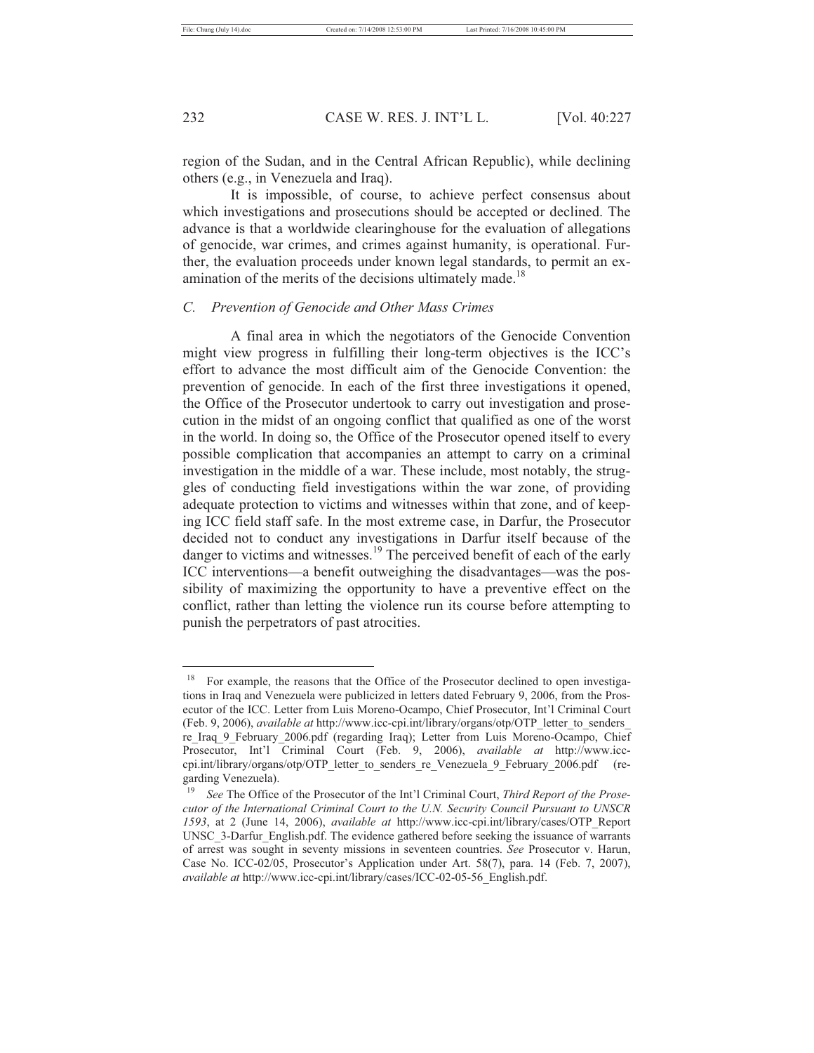region of the Sudan, and in the Central African Republic), while declining others (e.g., in Venezuela and Iraq).

It is impossible, of course, to achieve perfect consensus about which investigations and prosecutions should be accepted or declined. The advance is that a worldwide clearinghouse for the evaluation of allegations of genocide, war crimes, and crimes against humanity, is operational. Further, the evaluation proceeds under known legal standards, to permit an examination of the merits of the decisions ultimately made.[18]

### *C. Prevention of Genocide and Other Mass Crimes*

A final area in which the negotiators of the Genocide Convention might view progress in fulfilling their long-term objectives is the ICC's effort to advance the most difficult aim of the Genocide Convention: the prevention of genocide. In each of the first three investigations it opened, the Office of the Prosecutor undertook to carry out investigation and prosecution in the midst of an ongoing conflict that qualified as one of the worst in the world. In doing so, the Office of the Prosecutor opened itself to every possible complication that accompanies an attempt to carry on a criminal investigation in the middle of a war. These include, most notably, the struggles of conducting field investigations within the war zone, of providing adequate protection to victims and witnesses within that zone, and of keeping ICC field staff safe. In the most extreme case, in Darfur, the Prosecutor decided not to conduct any investigations in Darfur itself because of the danger to victims and witnesses.[19] The perceived benefit of each of the early ICC interventions—a benefit outweighing the disadvantages—was the possibility of maximizing the opportunity to have a preventive effect on the conflict, rather than letting the violence run its course before attempting to punish the perpetrators of past atrocities.

---

[18] For example, the reasons that the Office of the Prosecutor declined to open investigations in Iraq and Venezuela were publicized in letters dated February 9, 2006, from the Prosecutor of the ICC. Letter from Luis Moreno-Ocampo, Chief Prosecutor, Int'l Criminal Court (Feb. 9, 2006), *available at* http://www.icc-cpi.int/library/organs/otp/OTP_letter_to_senders_re_Iraq_9_February_2006.pdf (regarding Iraq); Letter from Luis Moreno-Ocampo, Chief Prosecutor, Int'l Criminal Court (Feb. 9, 2006), *available at* http://www.icc-cpi.int/library/organs/otp/OTP_letter_to_senders_re_Venezuela_9_February_2006.pdf (regarding Venezuela).

[19] *See* The Office of the Prosecutor of the Int'l Criminal Court, *Third Report of the Prosecutor of the International Criminal Court to the U.N. Security Council Pursuant to UNSCR 1593*, at 2 (June 14, 2006), *available at* http://www.icc-cpi.int/library/cases/OTP_Report UNSC_3-Darfur_English.pdf. The evidence gathered before seeking the issuance of warrants of arrest was sought in seventy missions in seventeen countries. *See* Prosecutor v. Harun, Case No. ICC-02/05, Prosecutor's Application under Art. 58(7), para. 14 (Feb. 7, 2007), *available at* http://www.icc-cpi.int/library/cases/ICC-02-05-56_English.pdf.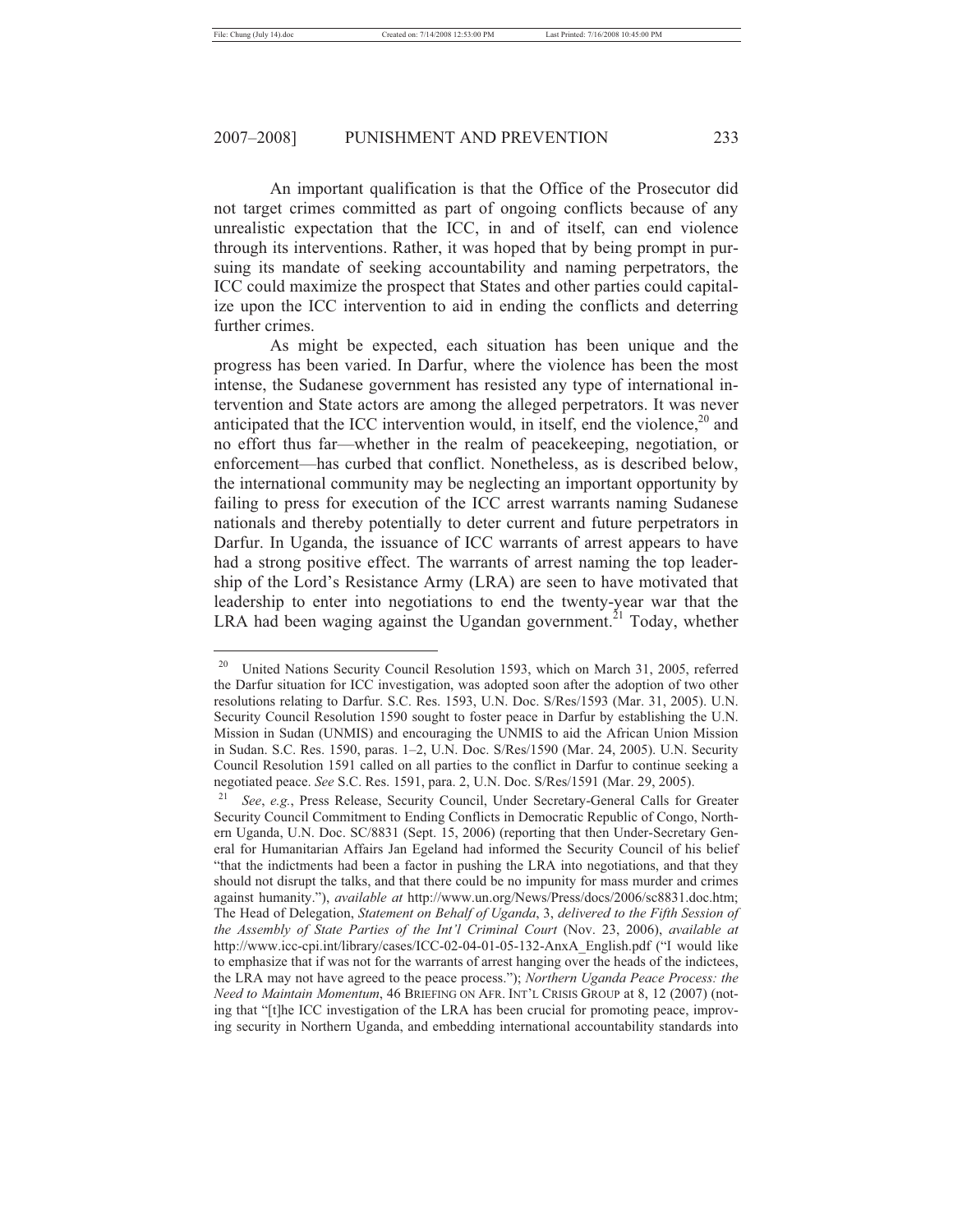An important qualification is that the Office of the Prosecutor did not target crimes committed as part of ongoing conflicts because of any unrealistic expectation that the ICC, in and of itself, can end violence through its interventions. Rather, it was hoped that by being prompt in pursuing its mandate of seeking accountability and naming perpetrators, the ICC could maximize the prospect that States and other parties could capitalize upon the ICC intervention to aid in ending the conflicts and deterring further crimes.

As might be expected, each situation has been unique and the progress has been varied. In Darfur, where the violence has been the most intense, the Sudanese government has resisted any type of international intervention and State actors are among the alleged perpetrators. It was never anticipated that the ICC intervention would, in itself, end the violence,[20] and no effort thus far—whether in the realm of peacekeeping, negotiation, or enforcement—has curbed that conflict. Nonetheless, as is described below, the international community may be neglecting an important opportunity by failing to press for execution of the ICC arrest warrants naming Sudanese nationals and thereby potentially to deter current and future perpetrators in Darfur. In Uganda, the issuance of ICC warrants of arrest appears to have had a strong positive effect. The warrants of arrest naming the top leadership of the Lord's Resistance Army (LRA) are seen to have motivated that leadership to enter into negotiations to end the twenty-year war that the LRA had been waging against the Ugandan government.[21] Today, whether

---

[20] United Nations Security Council Resolution 1593, which on March 31, 2005, referred the Darfur situation for ICC investigation, was adopted soon after the adoption of two other resolutions relating to Darfur. S.C. Res. 1593, U.N. Doc. S/Res/1593 (Mar. 31, 2005). U.N. Security Council Resolution 1590 sought to foster peace in Darfur by establishing the U.N. Mission in Sudan (UNMIS) and encouraging the UNMIS to aid the African Union Mission in Sudan. S.C. Res. 1590, paras. 1–2, U.N. Doc. S/Res/1590 (Mar. 24, 2005). U.N. Security Council Resolution 1591 called on all parties to the conflict in Darfur to continue seeking a negotiated peace. *See* S.C. Res. 1591, para. 2, U.N. Doc. S/Res/1591 (Mar. 29, 2005).

[21] *See*, *e.g.*, Press Release, Security Council, Under Secretary-General Calls for Greater Security Council Commitment to Ending Conflicts in Democratic Republic of Congo, Northern Uganda, U.N. Doc. SC/8831 (Sept. 15, 2006) (reporting that then Under-Secretary General for Humanitarian Affairs Jan Egeland had informed the Security Council of his belief "that the indictments had been a factor in pushing the LRA into negotiations, and that they should not disrupt the talks, and that there could be no impunity for mass murder and crimes against humanity."), *available at* http://www.un.org/News/Press/docs/2006/sc8831.doc.htm; The Head of Delegation, *Statement on Behalf of Uganda*, 3, *delivered to the Fifth Session of the Assembly of State Parties of the Int'l Criminal Court* (Nov. 23, 2006), *available at* http://www.icc-cpi.int/library/cases/ICC-02-04-01-05-132-AnxA_English.pdf ("I would like to emphasize that if was not for the warrants of arrest hanging over the heads of the indictees, the LRA may not have agreed to the peace process."); *Northern Uganda Peace Process: the Need to Maintain Momentum*, 46 BRIEFING ON AFR. INT'L CRISIS GROUP at 8, 12 (2007) (noting that "[t]he ICC investigation of the LRA has been crucial for promoting peace, improving security in Northern Uganda, and embedding international accountability standards into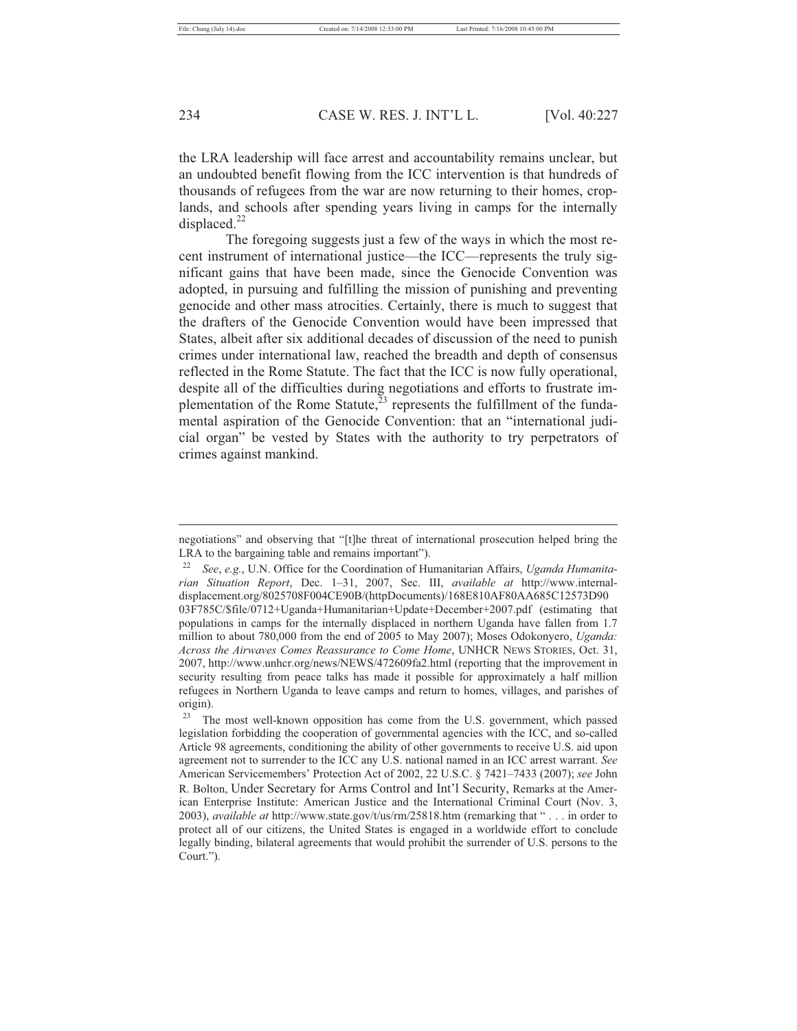the LRA leadership will face arrest and accountability remains unclear, but an undoubted benefit flowing from the ICC intervention is that hundreds of thousands of refugees from the war are now returning to their homes, croplands, and schools after spending years living in camps for the internally displaced.[22]

The foregoing suggests just a few of the ways in which the most recent instrument of international justice—the ICC—represents the truly significant gains that have been made, since the Genocide Convention was adopted, in pursuing and fulfilling the mission of punishing and preventing genocide and other mass atrocities. Certainly, there is much to suggest that the drafters of the Genocide Convention would have been impressed that States, albeit after six additional decades of discussion of the need to punish crimes under international law, reached the breadth and depth of consensus reflected in the Rome Statute. The fact that the ICC is now fully operational, despite all of the difficulties during negotiations and efforts to frustrate implementation of the Rome Statute,[23] represents the fulfillment of the fundamental aspiration of the Genocide Convention: that an "international judicial organ" be vested by States with the authority to try perpetrators of crimes against mankind.

---

negotiations" and observing that "[t]he threat of international prosecution helped bring the LRA to the bargaining table and remains important").

[22] *See*, *e.g.*, U.N. Office for the Coordination of Humanitarian Affairs, *Uganda Humanitarian Situation Report*, Dec. 1–31, 2007, Sec. III, *available at* http://www.internal-displacement.org/8025708F004CE90B/(httpDocuments)/168E810AF80AA685C12573D9003F785C/$file/0712+Uganda+Humanitarian+Update+December+2007.pdf (estimating that populations in camps for the internally displaced in northern Uganda have fallen from 1.7 million to about 780,000 from the end of 2005 to May 2007); Moses Odokonyero, *Uganda: Across the Airwaves Comes Reassurance to Come Home*, UNHCR NEWS STORIES, Oct. 31, 2007, http://www.unhcr.org/news/NEWS/472609fa2.html (reporting that the improvement in security resulting from peace talks has made it possible for approximately a half million refugees in Northern Uganda to leave camps and return to homes, villages, and parishes of origin).

[23] The most well-known opposition has come from the U.S. government, which passed legislation forbidding the cooperation of governmental agencies with the ICC, and so-called Article 98 agreements, conditioning the ability of other governments to receive U.S. aid upon agreement not to surrender to the ICC any U.S. national named in an ICC arrest warrant. *See* American Servicemembers' Protection Act of 2002, 22 U.S.C. § 7421–7433 (2007); *see* John R. Bolton, Under Secretary for Arms Control and Int'l Security, Remarks at the American Enterprise Institute: American Justice and the International Criminal Court (Nov. 3, 2003), *available at* http://www.state.gov/t/us/rm/25818.htm (remarking that " . . . in order to protect all of our citizens, the United States is engaged in a worldwide effort to conclude legally binding, bilateral agreements that would prohibit the surrender of U.S. persons to the Court.").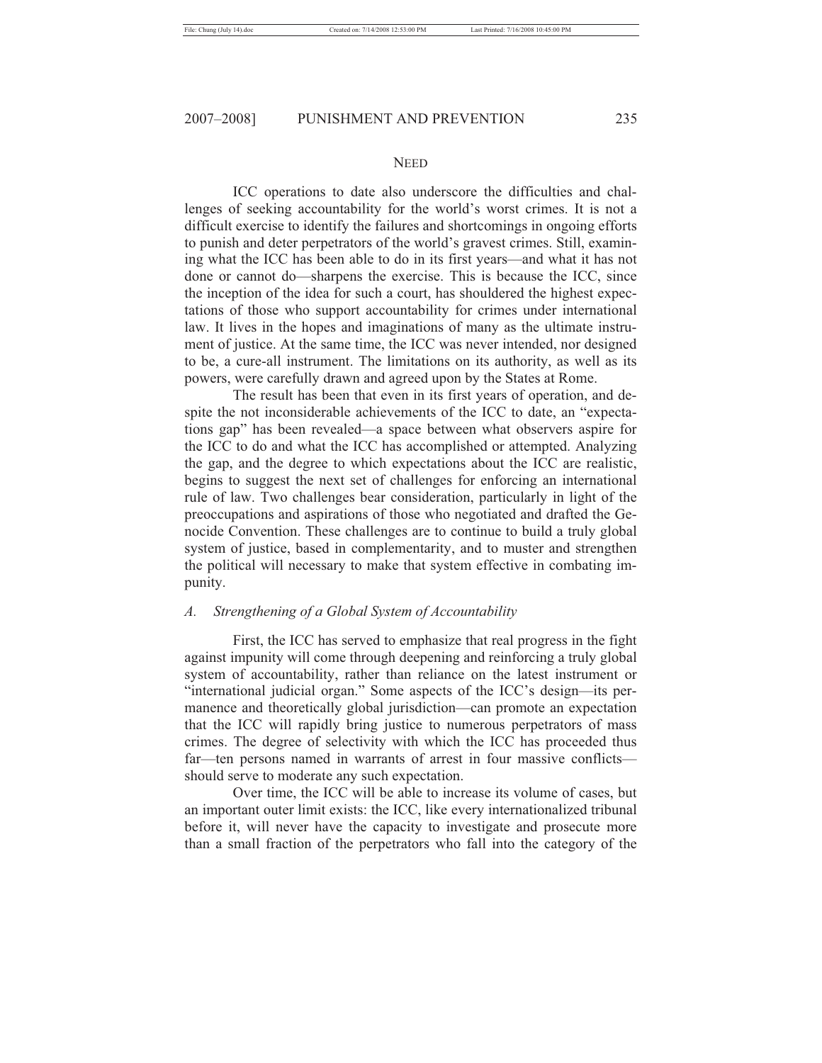NEED

ICC operations to date also underscore the difficulties and challenges of seeking accountability for the world's worst crimes. It is not a difficult exercise to identify the failures and shortcomings in ongoing efforts to punish and deter perpetrators of the world's gravest crimes. Still, examining what the ICC has been able to do in its first years—and what it has not done or cannot do—sharpens the exercise. This is because the ICC, since the inception of the idea for such a court, has shouldered the highest expectations of those who support accountability for crimes under international law. It lives in the hopes and imaginations of many as the ultimate instrument of justice. At the same time, the ICC was never intended, nor designed to be, a cure-all instrument. The limitations on its authority, as well as its powers, were carefully drawn and agreed upon by the States at Rome.

The result has been that even in its first years of operation, and despite the not inconsiderable achievements of the ICC to date, an "expectations gap" has been revealed—a space between what observers aspire for the ICC to do and what the ICC has accomplished or attempted. Analyzing the gap, and the degree to which expectations about the ICC are realistic, begins to suggest the next set of challenges for enforcing an international rule of law. Two challenges bear consideration, particularly in light of the preoccupations and aspirations of those who negotiated and drafted the Genocide Convention. These challenges are to continue to build a truly global system of justice, based in complementarity, and to muster and strengthen the political will necessary to make that system effective in combating impunity.

## *A. Strengthening of a Global System of Accountability*

First, the ICC has served to emphasize that real progress in the fight against impunity will come through deepening and reinforcing a truly global system of accountability, rather than reliance on the latest instrument or "international judicial organ." Some aspects of the ICC's design—its permanence and theoretically global jurisdiction—can promote an expectation that the ICC will rapidly bring justice to numerous perpetrators of mass crimes. The degree of selectivity with which the ICC has proceeded thus far—ten persons named in warrants of arrest in four massive conflicts—should serve to moderate any such expectation.

Over time, the ICC will be able to increase its volume of cases, but an important outer limit exists: the ICC, like every internationalized tribunal before it, will never have the capacity to investigate and prosecute more than a small fraction of the perpetrators who fall into the category of the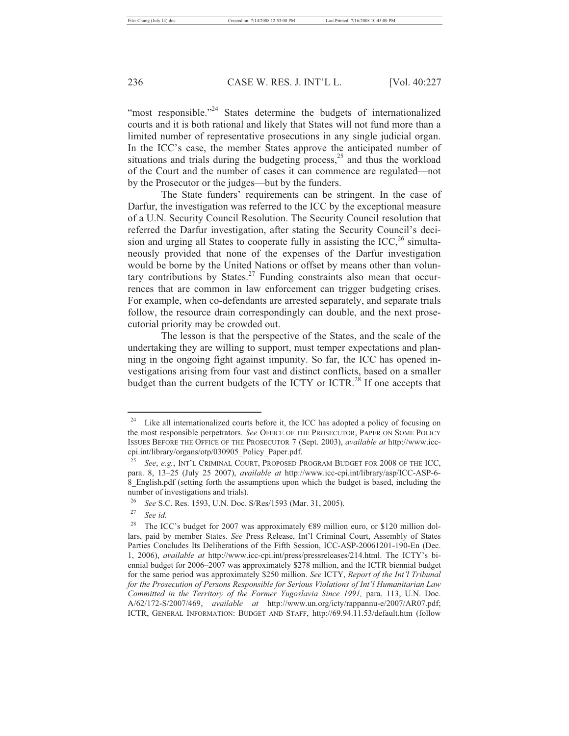"most responsible."[24] States determine the budgets of internationalized courts and it is both rational and likely that States will not fund more than a limited number of representative prosecutions in any single judicial organ. In the ICC's case, the member States approve the anticipated number of situations and trials during the budgeting process,[25] and thus the workload of the Court and the number of cases it can commence are regulated—not by the Prosecutor or the judges—but by the funders.

The State funders' requirements can be stringent. In the case of Darfur, the investigation was referred to the ICC by the exceptional measure of a U.N. Security Council Resolution. The Security Council resolution that referred the Darfur investigation, after stating the Security Council's decision and urging all States to cooperate fully in assisting the ICC,[26] simultaneously provided that none of the expenses of the Darfur investigation would be borne by the United Nations or offset by means other than voluntary contributions by States.[27] Funding constraints also mean that occurrences that are common in law enforcement can trigger budgeting crises. For example, when co-defendants are arrested separately, and separate trials follow, the resource drain correspondingly can double, and the next prosecutorial priority may be crowded out.

The lesson is that the perspective of the States, and the scale of the undertaking they are willing to support, must temper expectations and planning in the ongoing fight against impunity. So far, the ICC has opened investigations arising from four vast and distinct conflicts, based on a smaller budget than the current budgets of the ICTY or ICTR.[28] If one accepts that

---

[24] Like all internationalized courts before it, the ICC has adopted a policy of focusing on the most responsible perpetrators. *See* OFFICE OF THE PROSECUTOR, PAPER ON SOME POLICY ISSUES BEFORE THE OFFICE OF THE PROSECUTOR 7 (Sept. 2003), *available at* http://www.icc-cpi.int/library/organs/otp/030905_Policy_Paper.pdf.

[25] *See*, *e.g.*, INT'L CRIMINAL COURT, PROPOSED PROGRAM BUDGET FOR 2008 OF THE ICC, para. 8, 13–25 (July 25 2007), *available at* http://www.icc-cpi.int/library/asp/ICC-ASP-6-8_English.pdf (setting forth the assumptions upon which the budget is based, including the number of investigations and trials).

[26] *See* S.C. Res. 1593, U.N. Doc. S/Res/1593 (Mar. 31, 2005).

[27] *See id.*

[28] The ICC's budget for 2007 was approximately €89 million euro, or $120 million dollars, paid by member States. *See* Press Release, Int'l Criminal Court, Assembly of States Parties Concludes Its Deliberations of the Fifth Session, ICC-ASP-20061201-190-En (Dec. 1, 2006), *available at* http://www.icc-cpi.int/press/pressreleases/214.html. The ICTY's biennial budget for 2006–2007 was approximately $278 million, and the ICTR biennial budget for the same period was approximately $250 million. *See* ICTY, *Report of the Int'l Tribunal for the Prosecution of Persons Responsible for Serious Violations of Int'l Humanitarian Law Committed in the Territory of the Former Yugoslavia Since 1991,* para. 113, U.N. Doc. A/62/172-S/2007/469, *available at* http://www.un.org/icty/rappannu-e/2007/AR07.pdf; ICTR, GENERAL INFORMATION: BUDGET AND STAFF, http://69.94.11.53/default.htm (follow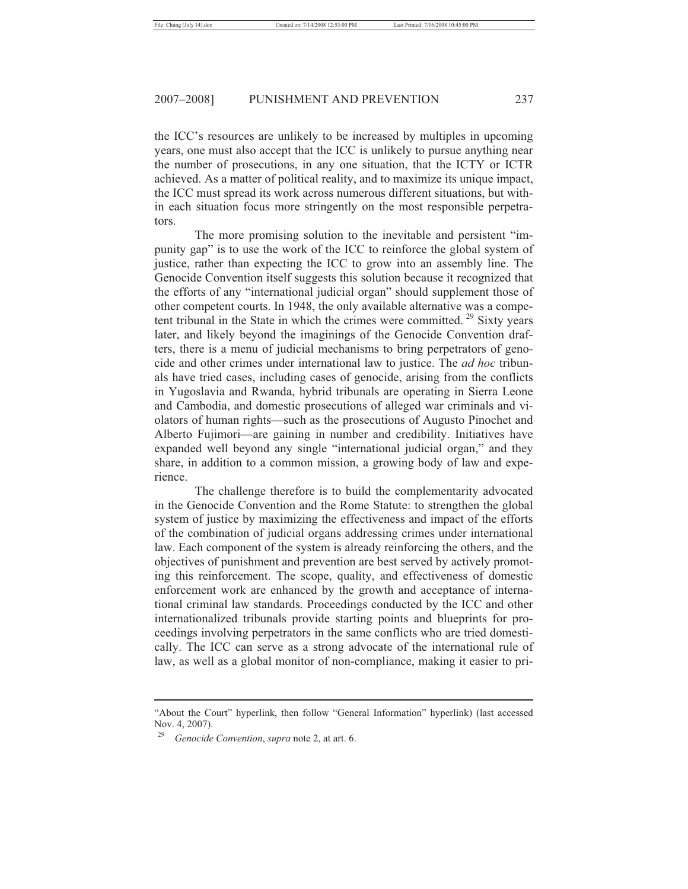the ICC's resources are unlikely to be increased by multiples in upcoming years, one must also accept that the ICC is unlikely to pursue anything near the number of prosecutions, in any one situation, that the ICTY or ICTR achieved. As a matter of political reality, and to maximize its unique impact, the ICC must spread its work across numerous different situations, but within each situation focus more stringently on the most responsible perpetrators.

The more promising solution to the inevitable and persistent "impunity gap" is to use the work of the ICC to reinforce the global system of justice, rather than expecting the ICC to grow into an assembly line. The Genocide Convention itself suggests this solution because it recognized that the efforts of any "international judicial organ" should supplement those of other competent courts. In 1948, the only available alternative was a competent tribunal in the State in which the crimes were committed.[29] Sixty years later, and likely beyond the imaginings of the Genocide Convention drafters, there is a menu of judicial mechanisms to bring perpetrators of genocide and other crimes under international law to justice. The *ad hoc* tribunals have tried cases, including cases of genocide, arising from the conflicts in Yugoslavia and Rwanda, hybrid tribunals are operating in Sierra Leone and Cambodia, and domestic prosecutions of alleged war criminals and violators of human rights—such as the prosecutions of Augusto Pinochet and Alberto Fujimori—are gaining in number and credibility. Initiatives have expanded well beyond any single "international judicial organ," and they share, in addition to a common mission, a growing body of law and experience.

The challenge therefore is to build the complementarity advocated in the Genocide Convention and the Rome Statute: to strengthen the global system of justice by maximizing the effectiveness and impact of the efforts of the combination of judicial organs addressing crimes under international law. Each component of the system is already reinforcing the others, and the objectives of punishment and prevention are best served by actively promoting this reinforcement. The scope, quality, and effectiveness of domestic enforcement work are enhanced by the growth and acceptance of international criminal law standards. Proceedings conducted by the ICC and other internationalized tribunals provide starting points and blueprints for proceedings involving perpetrators in the same conflicts who are tried domestically. The ICC can serve as a strong advocate of the international rule of law, as well as a global monitor of non-compliance, making it easier to pri-

---

"About the Court" hyperlink, then follow "General Information" hyperlink) (last accessed Nov. 4, 2007).

[29] *Genocide Convention*, *supra* note 2, at art. 6.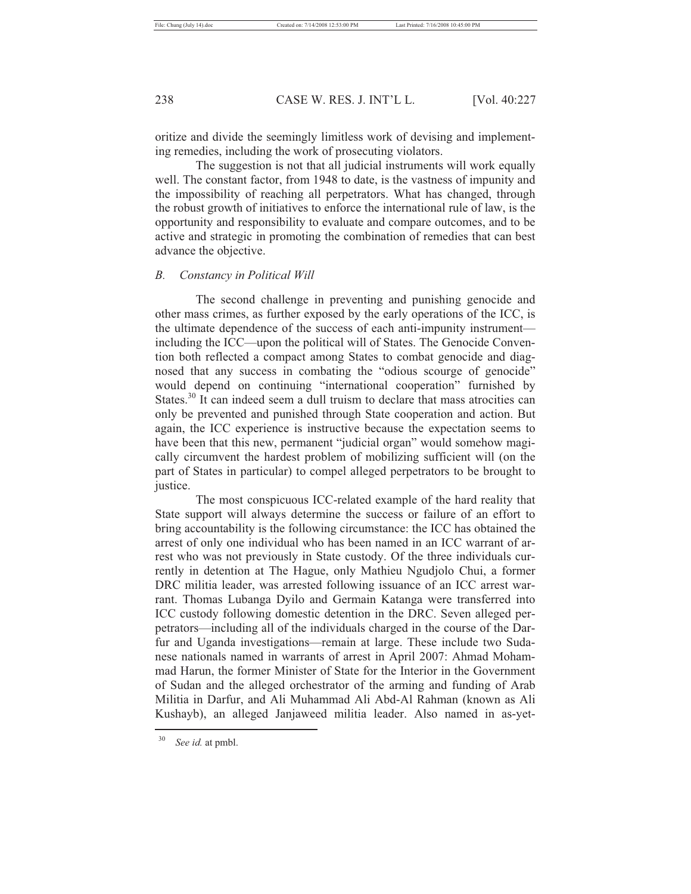oritize and divide the seemingly limitless work of devising and implementing remedies, including the work of prosecuting violators.

The suggestion is not that all judicial instruments will work equally well. The constant factor, from 1948 to date, is the vastness of impunity and the impossibility of reaching all perpetrators. What has changed, through the robust growth of initiatives to enforce the international rule of law, is the opportunity and responsibility to evaluate and compare outcomes, and to be active and strategic in promoting the combination of remedies that can best advance the objective.

### *B. Constancy in Political Will*

The second challenge in preventing and punishing genocide and other mass crimes, as further exposed by the early operations of the ICC, is the ultimate dependence of the success of each anti-impunity instrument—including the ICC—upon the political will of States. The Genocide Convention both reflected a compact among States to combat genocide and diagnosed that any success in combating the "odious scourge of genocide" would depend on continuing "international cooperation" furnished by States.[30] It can indeed seem a dull truism to declare that mass atrocities can only be prevented and punished through State cooperation and action. But again, the ICC experience is instructive because the expectation seems to have been that this new, permanent "judicial organ" would somehow magically circumvent the hardest problem of mobilizing sufficient will (on the part of States in particular) to compel alleged perpetrators to be brought to justice.

The most conspicuous ICC-related example of the hard reality that State support will always determine the success or failure of an effort to bring accountability is the following circumstance: the ICC has obtained the arrest of only one individual who has been named in an ICC warrant of arrest who was not previously in State custody. Of the three individuals currently in detention at The Hague, only Mathieu Ngudjolo Chui, a former DRC militia leader, was arrested following issuance of an ICC arrest warrant. Thomas Lubanga Dyilo and Germain Katanga were transferred into ICC custody following domestic detention in the DRC. Seven alleged perpetrators—including all of the individuals charged in the course of the Darfur and Uganda investigations—remain at large. These include two Sudanese nationals named in warrants of arrest in April 2007: Ahmad Mohammad Harun, the former Minister of State for the Interior in the Government of Sudan and the alleged orchestrator of the arming and funding of Arab Militia in Darfur, and Ali Muhammad Ali Abd-Al Rahman (known as Ali Kushayb), an alleged Janjaweed militia leader. Also named in as-yet-

---

[30] *See id.* at pmbl.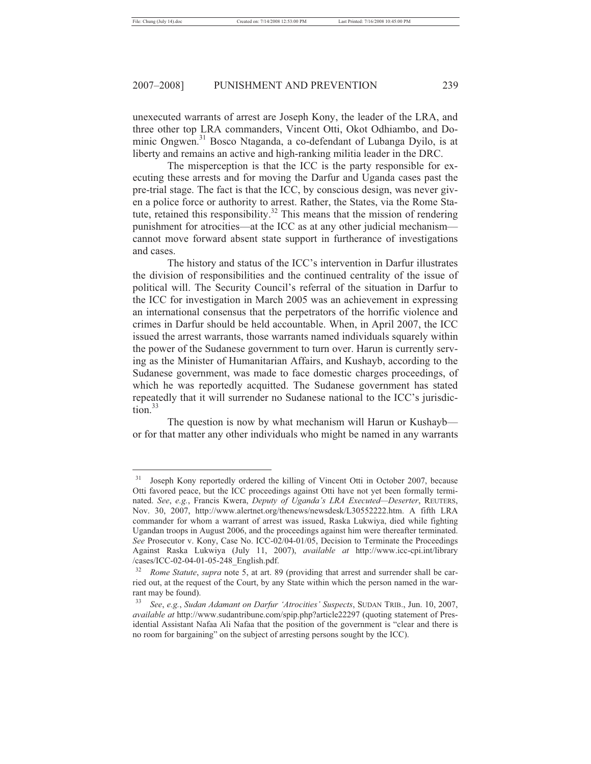unexecuted warrants of arrest are Joseph Kony, the leader of the LRA, and three other top LRA commanders, Vincent Otti, Okot Odhiambo, and Dominic Ongwen.[31] Bosco Ntaganda, a co-defendant of Lubanga Dyilo, is at liberty and remains an active and high-ranking militia leader in the DRC.

The misperception is that the ICC is the party responsible for executing these arrests and for moving the Darfur and Uganda cases past the pre-trial stage. The fact is that the ICC, by conscious design, was never given a police force or authority to arrest. Rather, the States, via the Rome Statute, retained this responsibility.[32] This means that the mission of rendering punishment for atrocities—at the ICC as at any other judicial mechanism—cannot move forward absent state support in furtherance of investigations and cases.

The history and status of the ICC's intervention in Darfur illustrates the division of responsibilities and the continued centrality of the issue of political will. The Security Council's referral of the situation in Darfur to the ICC for investigation in March 2005 was an achievement in expressing an international consensus that the perpetrators of the horrific violence and crimes in Darfur should be held accountable. When, in April 2007, the ICC issued the arrest warrants, those warrants named individuals squarely within the power of the Sudanese government to turn over. Harun is currently serving as the Minister of Humanitarian Affairs, and Kushayb, according to the Sudanese government, was made to face domestic charges proceedings, of which he was reportedly acquitted. The Sudanese government has stated repeatedly that it will surrender no Sudanese national to the ICC's jurisdiction.[33]

The question is now by what mechanism will Harun or Kushayb—or for that matter any other individuals who might be named in any warrants

---

[31] Joseph Kony reportedly ordered the killing of Vincent Otti in October 2007, because Otti favored peace, but the ICC proceedings against Otti have not yet been formally terminated. *See*, *e.g.*, Francis Kwera, *Deputy of Uganda's LRA Executed—Deserter*, REUTERS, Nov. 30, 2007, http://www.alertnet.org/thenews/newsdesk/L30552222.htm. A fifth LRA commander for whom a warrant of arrest was issued, Raska Lukwiya, died while fighting Ugandan troops in August 2006, and the proceedings against him were thereafter terminated. *See* Prosecutor v. Kony, Case No. ICC-02/04-01/05, Decision to Terminate the Proceedings Against Raska Lukwiya (July 11, 2007), *available at* http://www.icc-cpi.int/library/cases/ICC-02-04-01-05-248_English.pdf.

[32] *Rome Statute*, *supra* note 5, at art. 89 (providing that arrest and surrender shall be carried out, at the request of the Court, by any State within which the person named in the warrant may be found).

[33] *See*, *e.g.*, *Sudan Adamant on Darfur 'Atrocities' Suspects*, SUDAN TRIB., Jun. 10, 2007, *available at* http://www.sudantribune.com/spip.php?article22297 (quoting statement of Presidential Assistant Nafaa Ali Nafaa that the position of the government is "clear and there is no room for bargaining" on the subject of arresting persons sought by the ICC).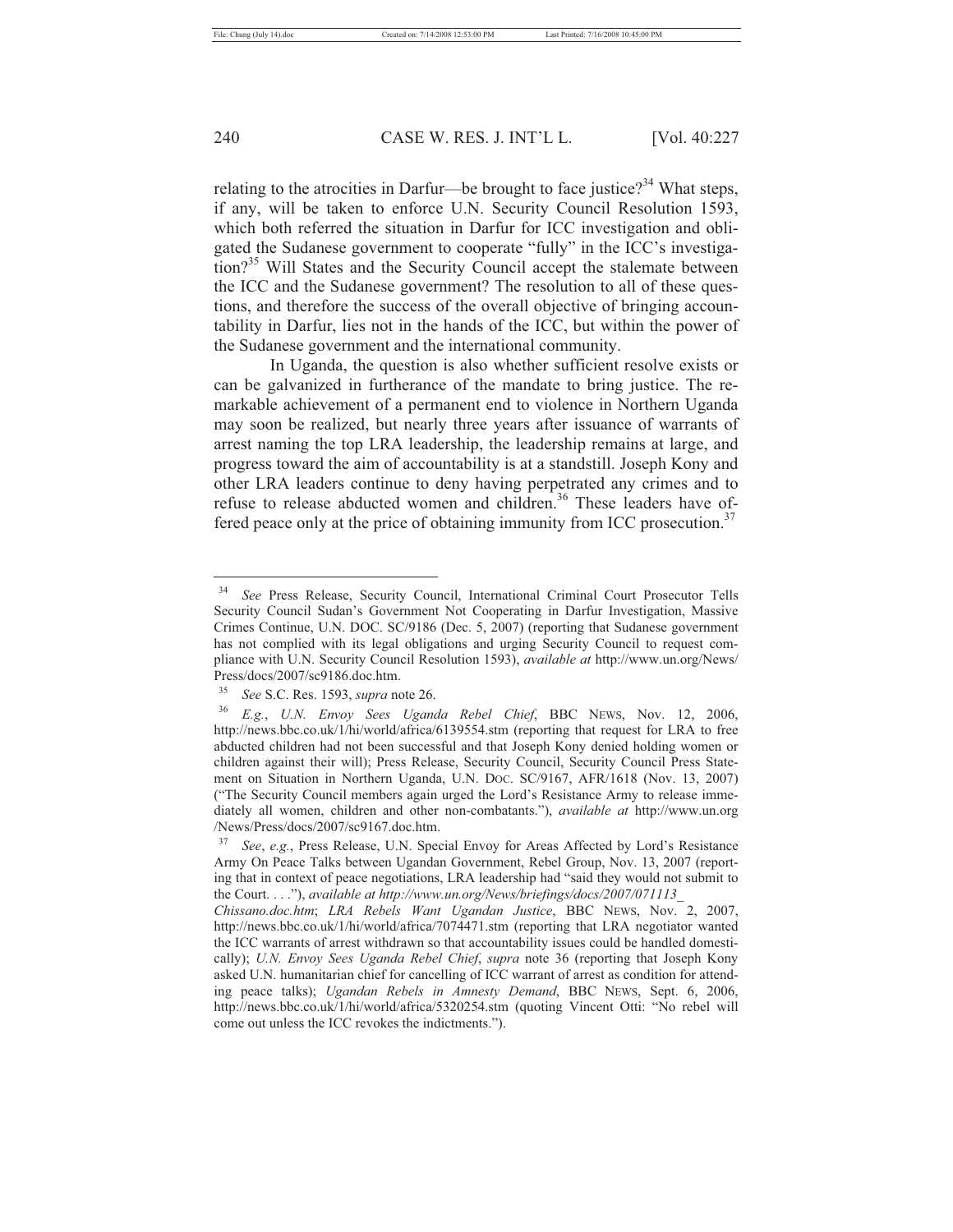relating to the atrocities in Darfur—be brought to face justice?[34] What steps, if any, will be taken to enforce U.N. Security Council Resolution 1593, which both referred the situation in Darfur for ICC investigation and obligated the Sudanese government to cooperate "fully" in the ICC's investigation?[35] Will States and the Security Council accept the stalemate between the ICC and the Sudanese government? The resolution to all of these questions, and therefore the success of the overall objective of bringing accountability in Darfur, lies not in the hands of the ICC, but within the power of the Sudanese government and the international community.

In Uganda, the question is also whether sufficient resolve exists or can be galvanized in furtherance of the mandate to bring justice. The remarkable achievement of a permanent end to violence in Northern Uganda may soon be realized, but nearly three years after issuance of warrants of arrest naming the top LRA leadership, the leadership remains at large, and progress toward the aim of accountability is at a standstill. Joseph Kony and other LRA leaders continue to deny having perpetrated any crimes and to refuse to release abducted women and children.[36] These leaders have offered peace only at the price of obtaining immunity from ICC prosecution.[37]

---

[34] *See* Press Release, Security Council, International Criminal Court Prosecutor Tells Security Council Sudan's Government Not Cooperating in Darfur Investigation, Massive Crimes Continue, U.N. DOC. SC/9186 (Dec. 5, 2007) (reporting that Sudanese government has not complied with its legal obligations and urging Security Council to request compliance with U.N. Security Council Resolution 1593), *available at* http://www.un.org/News/Press/docs/2007/sc9186.doc.htm.

[35] *See* S.C. Res. 1593, *supra* note 26.

[36] *E.g.*, *U.N. Envoy Sees Uganda Rebel Chief*, BBC NEWS, Nov. 12, 2006, http://news.bbc.co.uk/1/hi/world/africa/6139554.stm (reporting that request for LRA to free abducted children had not been successful and that Joseph Kony denied holding women or children against their will); Press Release, Security Council, Security Council Press Statement on Situation in Northern Uganda, U.N. DOC. SC/9167, AFR/1618 (Nov. 13, 2007) ("The Security Council members again urged the Lord's Resistance Army to release immediately all women, children and other non-combatants."), *available at* http://www.un.org/News/Press/docs/2007/sc9167.doc.htm.

[37] *See*, *e.g.*, Press Release, U.N. Special Envoy for Areas Affected by Lord's Resistance Army On Peace Talks between Ugandan Government, Rebel Group, Nov. 13, 2007 (reporting that in context of peace negotiations, LRA leadership had "said they would not submit to the Court. . . ."), *available at http://www.un.org/News/briefings/docs/2007/071113_Chissano.doc.htm*; *LRA Rebels Want Ugandan Justice*, BBC NEWS, Nov. 2, 2007, http://news.bbc.co.uk/1/hi/world/africa/7074471.stm (reporting that LRA negotiator wanted the ICC warrants of arrest withdrawn so that accountability issues could be handled domestically); *U.N. Envoy Sees Uganda Rebel Chief*, *supra* note 36 (reporting that Joseph Kony asked U.N. humanitarian chief for cancelling of ICC warrant of arrest as condition for attending peace talks); *Ugandan Rebels in Amnesty Demand*, BBC NEWS, Sept. 6, 2006, http://news.bbc.co.uk/1/hi/world/africa/5320254.stm (quoting Vincent Otti: "No rebel will come out unless the ICC revokes the indictments.").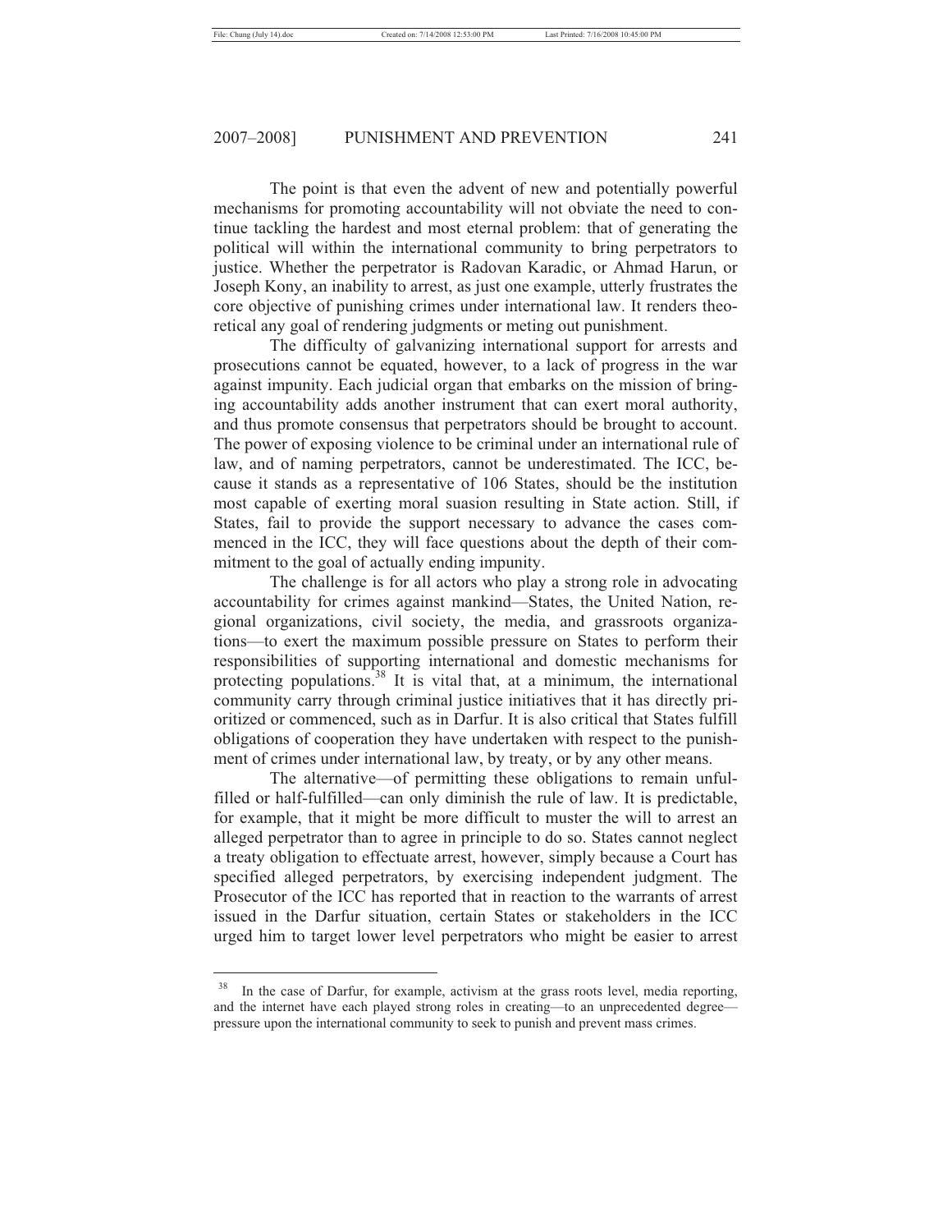The point is that even the advent of new and potentially powerful mechanisms for promoting accountability will not obviate the need to continue tackling the hardest and most eternal problem: that of generating the political will within the international community to bring perpetrators to justice. Whether the perpetrator is Radovan Karadic, or Ahmad Harun, or Joseph Kony, an inability to arrest, as just one example, utterly frustrates the core objective of punishing crimes under international law. It renders theoretical any goal of rendering judgments or meting out punishment.

The difficulty of galvanizing international support for arrests and prosecutions cannot be equated, however, to a lack of progress in the war against impunity. Each judicial organ that embarks on the mission of bringing accountability adds another instrument that can exert moral authority, and thus promote consensus that perpetrators should be brought to account. The power of exposing violence to be criminal under an international rule of law, and of naming perpetrators, cannot be underestimated. The ICC, because it stands as a representative of 106 States, should be the institution most capable of exerting moral suasion resulting in State action. Still, if States, fail to provide the support necessary to advance the cases commenced in the ICC, they will face questions about the depth of their commitment to the goal of actually ending impunity.

The challenge is for all actors who play a strong role in advocating accountability for crimes against mankind—States, the United Nation, regional organizations, civil society, the media, and grassroots organizations—to exert the maximum possible pressure on States to perform their responsibilities of supporting international and domestic mechanisms for protecting populations.[38] It is vital that, at a minimum, the international community carry through criminal justice initiatives that it has directly prioritized or commenced, such as in Darfur. It is also critical that States fulfill obligations of cooperation they have undertaken with respect to the punishment of crimes under international law, by treaty, or by any other means.

The alternative—of permitting these obligations to remain unfulfilled or half-fulfilled—can only diminish the rule of law. It is predictable, for example, that it might be more difficult to muster the will to arrest an alleged perpetrator than to agree in principle to do so. States cannot neglect a treaty obligation to effectuate arrest, however, simply because a Court has specified alleged perpetrators, by exercising independent judgment. The Prosecutor of the ICC has reported that in reaction to the warrants of arrest issued in the Darfur situation, certain States or stakeholders in the ICC urged him to target lower level perpetrators who might be easier to arrest

---

[38] In the case of Darfur, for example, activism at the grass roots level, media reporting, and the internet have each played strong roles in creating—to an unprecedented degree—pressure upon the international community to seek to punish and prevent mass crimes.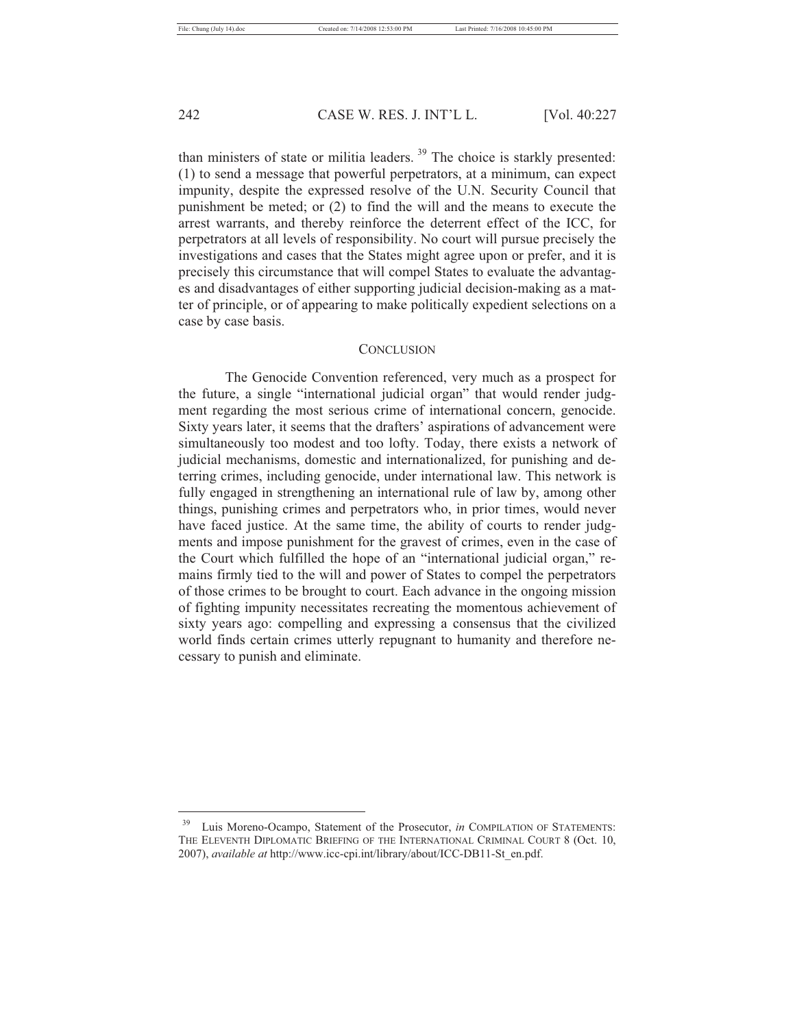than ministers of state or militia leaders.[39] The choice is starkly presented: (1) to send a message that powerful perpetrators, at a minimum, can expect impunity, despite the expressed resolve of the U.N. Security Council that punishment be meted; or (2) to find the will and the means to execute the arrest warrants, and thereby reinforce the deterrent effect of the ICC, for perpetrators at all levels of responsibility. No court will pursue precisely the investigations and cases that the States might agree upon or prefer, and it is precisely this circumstance that will compel States to evaluate the advantages and disadvantages of either supporting judicial decision-making as a matter of principle, or of appearing to make politically expedient selections on a case by case basis.

## CONCLUSION

The Genocide Convention referenced, very much as a prospect for the future, a single "international judicial organ" that would render judgment regarding the most serious crime of international concern, genocide. Sixty years later, it seems that the drafters' aspirations of advancement were simultaneously too modest and too lofty. Today, there exists a network of judicial mechanisms, domestic and internationalized, for punishing and deterring crimes, including genocide, under international law. This network is fully engaged in strengthening an international rule of law by, among other things, punishing crimes and perpetrators who, in prior times, would never have faced justice. At the same time, the ability of courts to render judgments and impose punishment for the gravest of crimes, even in the case of the Court which fulfilled the hope of an "international judicial organ," remains firmly tied to the will and power of States to compel the perpetrators of those crimes to be brought to court. Each advance in the ongoing mission of fighting impunity necessitates recreating the momentous achievement of sixty years ago: compelling and expressing a consensus that the civilized world finds certain crimes utterly repugnant to humanity and therefore necessary to punish and eliminate.

---

[39] Luis Moreno-Ocampo, Statement of the Prosecutor, *in* COMPILATION OF STATEMENTS: THE ELEVENTH DIPLOMATIC BRIEFING OF THE INTERNATIONAL CRIMINAL COURT 8 (Oct. 10, 2007), *available at* http://www.icc-cpi.int/library/about/ICC-DB11-St_en.pdf.